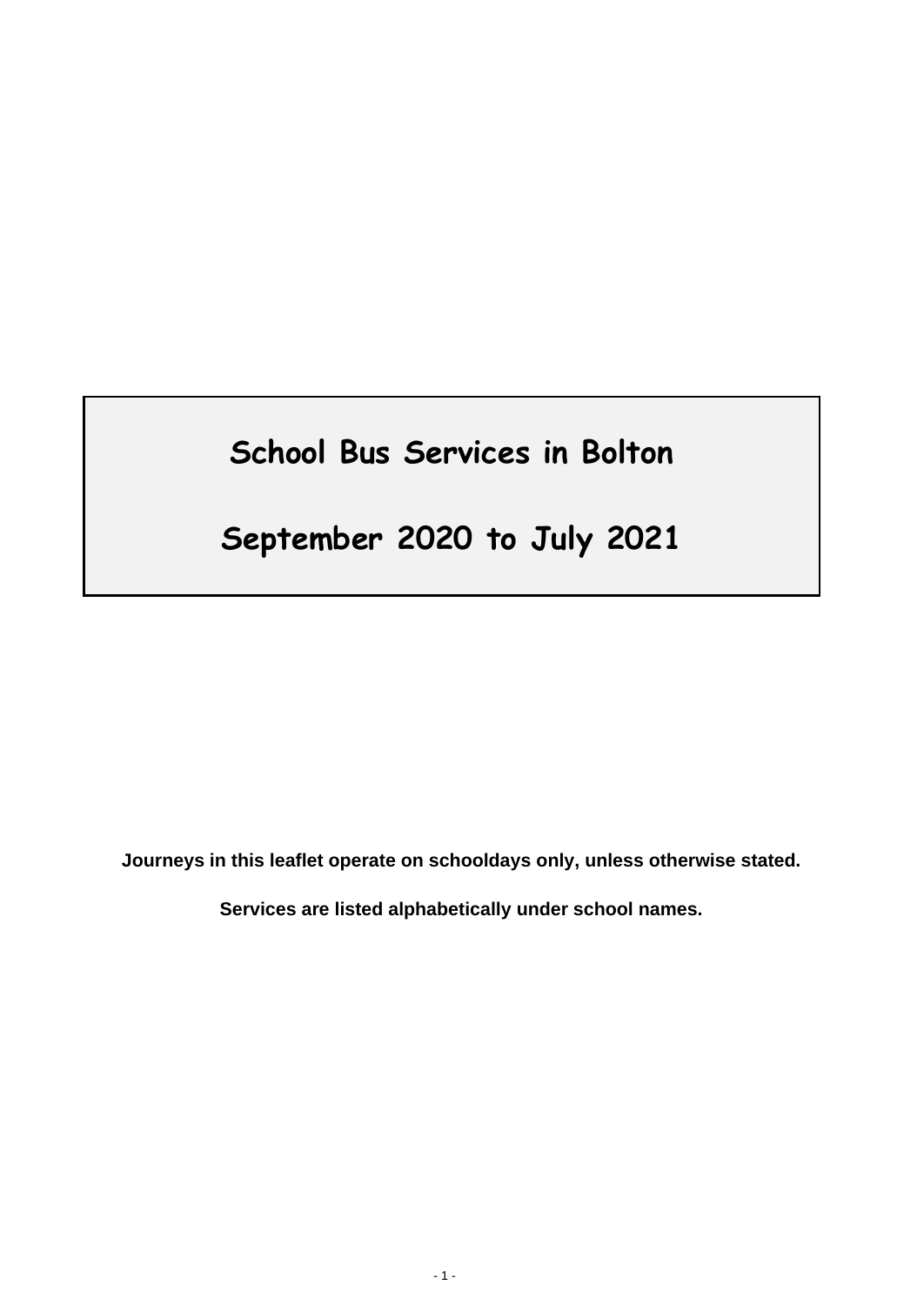# School Bus Services in Bolton

# September 2020 to July 2021

**Journeys in this leaflet operate on schooldays only, unless otherwise stated.**

**Services are listed alphabetically under school names.**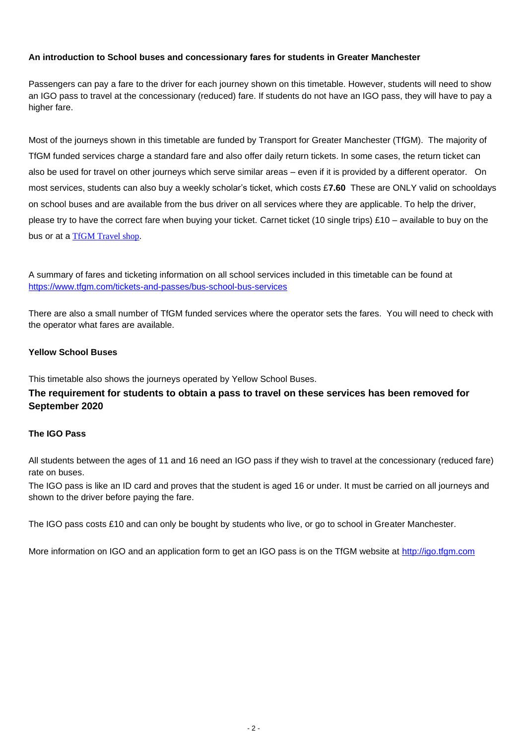**An introduction to School buses and concessionary fares for students in Greater Manchester**

Passengers can pay a fare to the driver for each journey shown on this timetable. However, students will need to show an IGO pass to travel at the concessionary (reduced) fare. If students do not have an IGO pass, they will have to pay a higher fare.

Most of the journeys shown in this timetable are funded by Transport for Greater Manchester (TfGM). The majority of TfGM funded services charge a standard fare and also offer daily return tickets. In some cases, the return ticket can also be used for travel on other journeys which serve similar areas – even if it is provided by a different operator. On most services, students can also buy a weekly scholar's ticket, which costs £**7.60** These are ONLY valid on schooldays on school buses and are available from the bus driver on all services where they are applicable. To help the driver, please try to have the correct fare when buying your ticket. Carnet ticket (10 single trips) £10 – available to buy on the bus or at a [TfGM Travel shop](TfGM Travel shop).

A summary of fares and ticketing information on all school services included in this timetable can be found at https://www.tfgm.com/tickets-and-passes/bus-school-bus-services

There are also a small number of TfGM funded services where the operator sets the fares. You will need to check with the operator what fares are available.

**Yellow School Buses**

This timetable also shows the journeys operated by Yellow School Buses.

**The requirement for students to obtain a pass to travel on these services has been removed for September 2020**

**The IGO Pass**

All students between the ages of 11 and 16 need an IGO pass if they wish to travel at the concessionary (reduced fare) rate on buses.

The IGO pass is like an ID card and proves that the student is aged 16 or under. It must be carried on all journeys and shown to the driver before paying the fare.

The IGO pass costs £10 and can only be bought by students who live, or go to school in Greater Manchester.

More information on IGO and an application form to get an IGO pass is on the TfGM website at http://igo.tfgm.com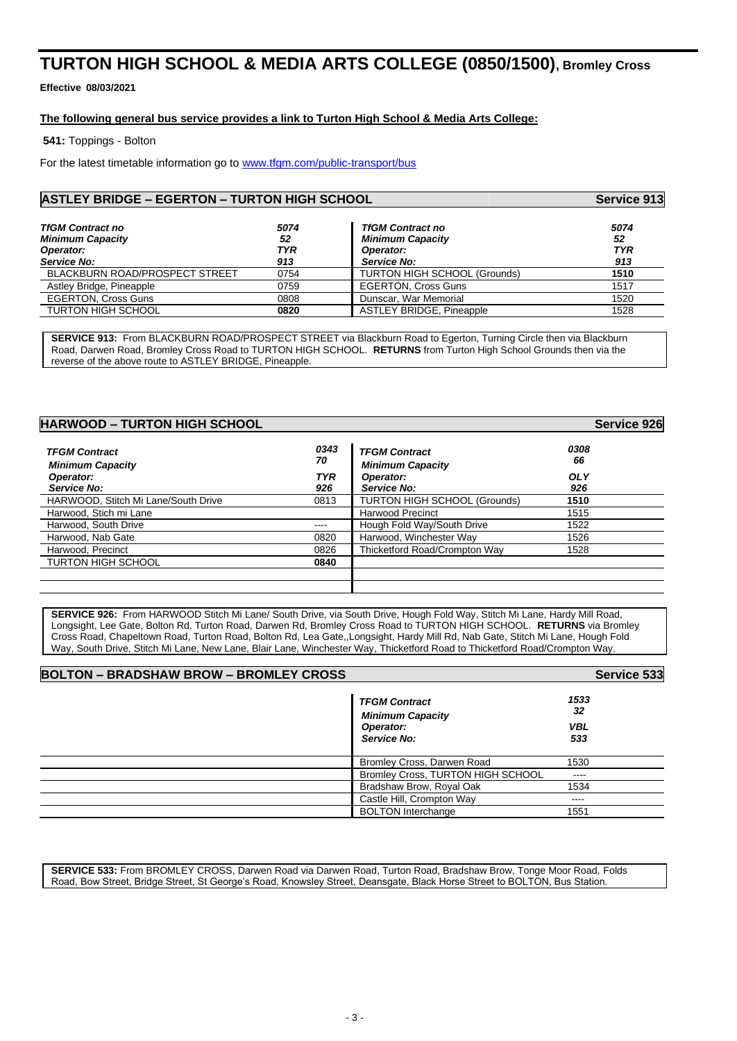# TURTON HIGH SCHOOL & MEDIA ARTS COLLEGE (0850/1500), Bromley Cross

**Effective 08/03/2021**

**The following general bus service provides a link to Turton High School & Media Arts College:**

**541:** Toppings - Bolton

For the latest timetable information go to [www.tfgm.com/public-transport/bus](www.tfgm.com/public-transport/bus)

## ASTLEY BRIDGE – EGERTON – TURTON HIGH SCHOOL — Service 913

| *TfGM Contract no* | *5074* | *TfGM Contract no* | *5074* |
|---|---|---|---|
| ***Minimum Capacity*** | *52* | ***Minimum Capacity*** | *52* |
| ***Operator:*** | ***TYR*** | ***Operator:*** | ***TYR*** |
| ***Service No:*** | ***913*** | ***Service No:*** | ***913*** |
| BLACKBURN ROAD/PROSPECT STREET | 0754 | TURTON HIGH SCHOOL (Grounds) | **1510** |
| Astley Bridge, Pineapple | 0759 | EGERTON, Cross Guns | 1517 |
| EGERTON, Cross Guns | 0808 | Dunscar, War Memorial | 1520 |
| TURTON HIGH SCHOOL | **0820** | ASTLEY BRIDGE, Pineapple | 1528 |

**SERVICE 913:** From BLACKBURN ROAD/PROSPECT STREET via Blackburn Road to Egerton, Turning Circle then via Blackburn Road, Darwen Road, Bromley Cross Road to TURTON HIGH SCHOOL. **RETURNS** from Turton High School Grounds then via the reverse of the above route to ASTLEY BRIDGE, Pineapple.

## HARWOOD – TURTON HIGH SCHOOL — Service 926

| *TFGM Contract* | *0343* | *TFGM Contract* | *0308* |
|---|---|---|---|
| ***Minimum Capacity*** | *70* | ***Minimum Capacity*** | *66* |
| ***Operator:*** | ***TYR*** | ***Operator:*** | ***OLY*** |
| ***Service No:*** | ***926*** | ***Service No:*** | ***926*** |
| HARWOOD, Stitch Mi Lane/South Drive | 0813 | TURTON HIGH SCHOOL (Grounds) | **1510** |
| Harwood, Stich mi Lane | | Harwood Precinct | 1515 |
| Harwood, South Drive | ---- | Hough Fold Way/South Drive | 1522 |
| Harwood, Nab Gate | 0820 | Harwood, Winchester Way | 1526 |
| Harwood, Precinct | 0826 | Thicketford Road/Crompton Way | 1528 |
| TURTON HIGH SCHOOL | **0840** | | |

**SERVICE 926:** From HARWOOD Stitch Mi Lane/ South Drive, via South Drive, Hough Fold Way, Stitch Mi Lane, Hardy Mill Road, Longsight, Lee Gate, Bolton Rd, Turton Road, Darwen Rd, Bromley Cross Road to TURTON HIGH SCHOOL. **RETURNS** via Bromley Cross Road, Chapeltown Road, Turton Road, Bolton Rd, Lea Gate,,Longsight, Hardy Mill Rd, Nab Gate, Stitch Mi Lane, Hough Fold Way, South Drive, Stitch Mi Lane, New Lane, Blair Lane, Winchester Way, Thicketford Road to Thicketford Road/Crompton Way.

## BOLTON – BRADSHAW BROW – BROMLEY CROSS — Service 533

| *TFGM Contract* | *1533* |
|---|---|
| ***Minimum Capacity*** | *32* |
| ***Operator:*** | ***VBL*** |
| ***Service No:*** | ***533*** |
| Bromley Cross, Darwen Road | 1530 |
| Bromley Cross, TURTON HIGH SCHOOL | ---- |
| Bradshaw Brow, Royal Oak | 1534 |
| Castle Hill, Crompton Way | ---- |
| BOLTON Interchange | 1551 |

**SERVICE 533:** From BROMLEY CROSS, Darwen Road via Darwen Road, Turton Road, Bradshaw Brow, Tonge Moor Road, Folds Road, Bow Street, Bridge Street, St George's Road, Knowsley Street, Deansgate, Black Horse Street to BOLTON, Bus Station.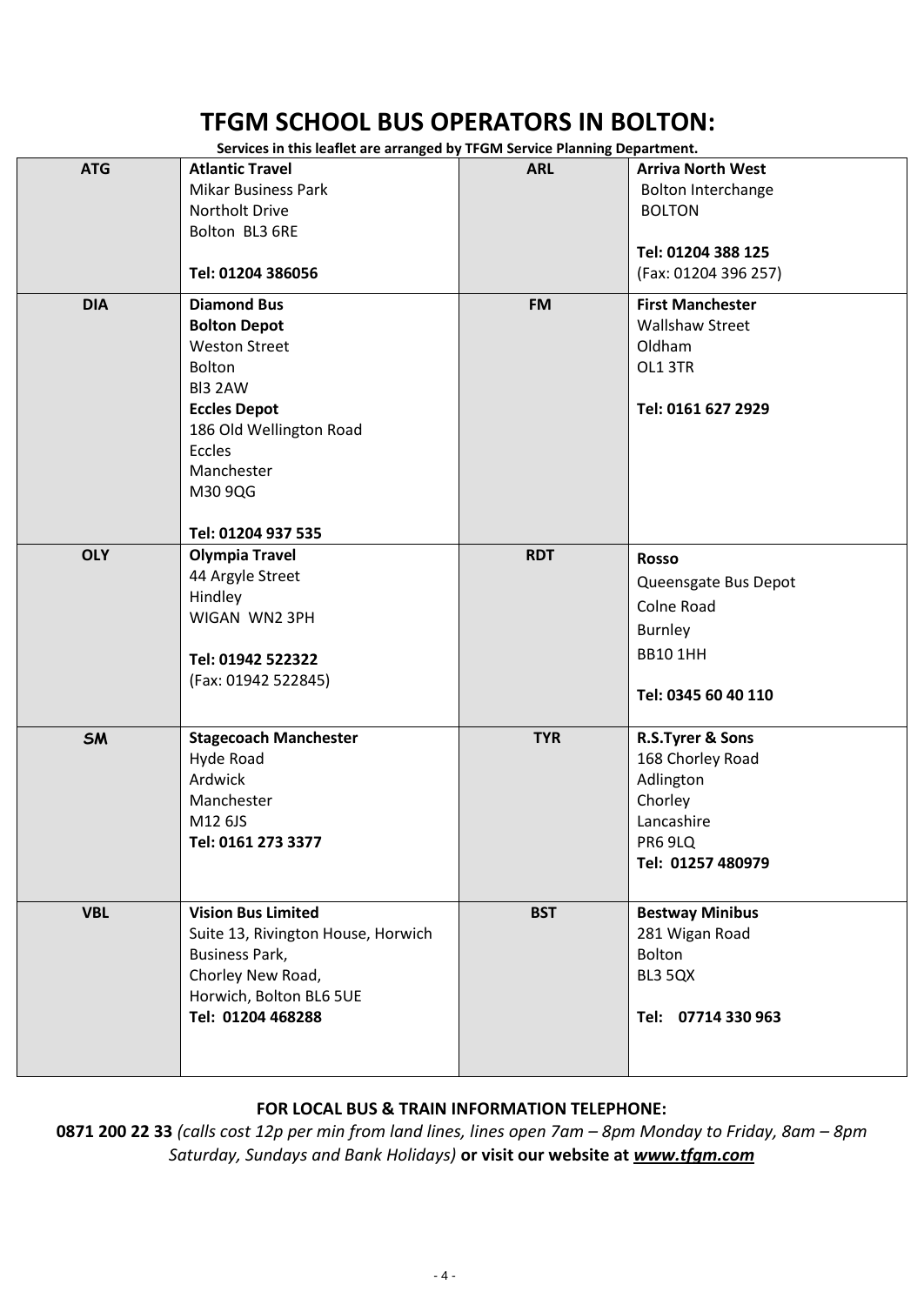# TFGM SCHOOL BUS OPERATORS IN BOLTON:

**Services in this leaflet are arranged by TFGM Service Planning Department.**

| | | | |
|---|---|---|---|
| **ATG** | **Atlantic Travel**<br>Mikar Business Park<br>Northolt Drive<br>Bolton BL3 6RE<br><br>**Tel: 01204 386056** | **ARL** | **Arriva North West**<br>Bolton Interchange<br>BOLTON<br><br>**Tel: 01204 388 125**<br>(Fax: 01204 396 257) |
| **DIA** | **Diamond Bus**<br>**Bolton Depot**<br>Weston Street<br>Bolton<br>Bl3 2AW<br>**Eccles Depot**<br>186 Old Wellington Road<br>Eccles<br>Manchester<br>M30 9QG<br><br>**Tel: 01204 937 535** | **FM** | **First Manchester**<br>Wallshaw Street<br>Oldham<br>OL1 3TR<br><br>**Tel: 0161 627 2929** |
| **OLY** | **Olympia Travel**<br>44 Argyle Street<br>Hindley<br>WIGAN WN2 3PH<br><br>**Tel: 01942 522322**<br>(Fax: 01942 522845) | **RDT** | **Rosso**<br>Queensgate Bus Depot<br>Colne Road<br>Burnley<br>BB10 1HH<br><br>**Tel: 0345 60 40 110** |
| **SM** | **Stagecoach Manchester**<br>Hyde Road<br>Ardwick<br>Manchester<br>M12 6JS<br>**Tel: 0161 273 3377** | **TYR** | **R.S.Tyrer & Sons**<br>168 Chorley Road<br>Adlington<br>Chorley<br>Lancashire<br>PR6 9LQ<br>**Tel: 01257 480979** |
| **VBL** | **Vision Bus Limited**<br>Suite 13, Rivington House, Horwich Business Park,<br>Chorley New Road,<br>Horwich, Bolton BL6 5UE<br>**Tel: 01204 468288** | **BST** | **Bestway Minibus**<br>281 Wigan Road<br>Bolton<br>BL3 5QX<br><br>**Tel: 07714 330 963** |

**FOR LOCAL BUS & TRAIN INFORMATION TELEPHONE:**

**0871 200 22 33** *(calls cost 12p per min from land lines, lines open 7am – 8pm Monday to Friday, 8am – 8pm Saturday, Sundays and Bank Holidays)* **or visit our website at *www.tfgm.com***